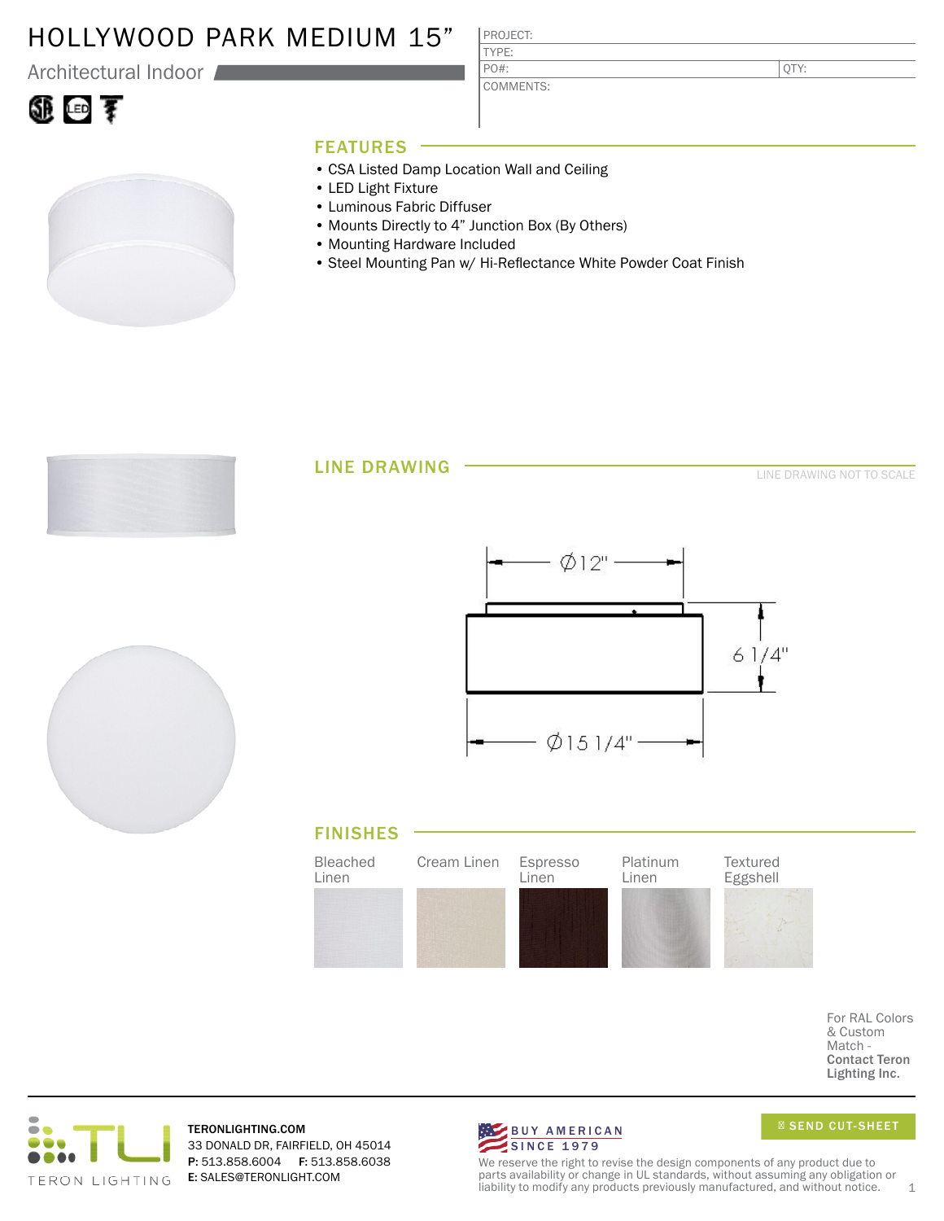# HOLLYWOOD PARK MEDIUM 15”

Architectural Indoor

| PROJECT: | |
| --- | --- |
| TYPE: | |
| PO#: | QTY: |
| COMMENTS: | |

## FEATURES

- CSA Listed Damp Location Wall and Ceiling
- LED Light Fixture
- Luminous Fabric Diffuser
- Mounts Directly to 4” Junction Box (By Others)
- Mounting Hardware Included
- Steel Mounting Pan w/ Hi-Reflectance White Powder Coat Finish

## LINE DRAWING

LINE DRAWING NOT TO SCALE

Ø12"

6 1/4"

Ø15 1/4"

## FINISHES

- Bleached Linen
- Cream Linen
- Espresso Linen
- Platinum Linen
- Textured Eggshell

For RAL Colors & Custom Match - **Contact Teron Lighting Inc.**

TERON LIGHTING

**TERONLIGHTING.COM**
33 DONALD DR, FAIRFIELD, OH 45014
**P:** 513.858.6004 **F:** 513.858.6038
**E:** SALES@TERONLIGHT.COM

BUY AMERICAN SINCE 1979

SEND CUT-SHEET

We reserve the right to revise the design components of any product due to parts availability or change in UL standards, without assuming any obligation or liability to modify any products previously manufactured, and without notice.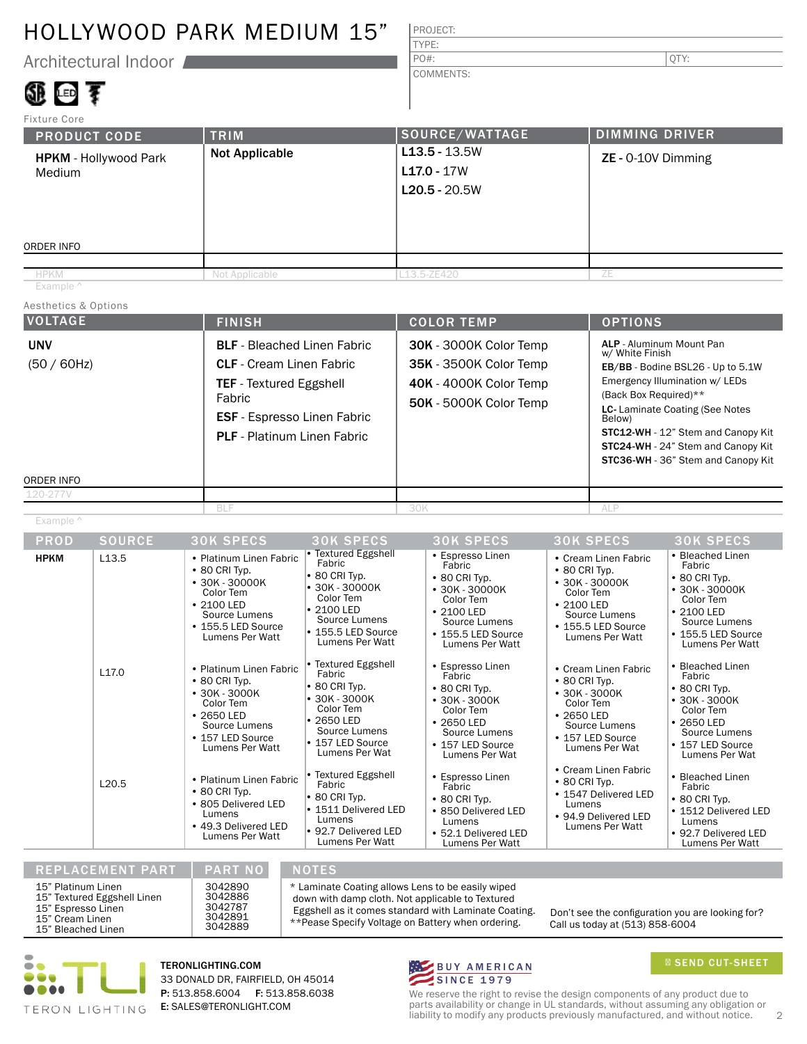# HOLLYWOOD PARK MEDIUM 15"

Architectual Indoor

| PROJECT: | |
|---|---|
| TYPE: | |
| PO#: | QTY: |
| COMMENTS: | |

Fixture Core

| PRODUCT CODE | TRIM | SOURCE/WATTAGE | DIMMING DRIVER |
|---|---|---|---|
| **HPKM** - Hollywood Park Medium | **Not Applicable** | **L13.5** - 13.5W<br>**L17.0** - 17W<br>**L20.5** - 20.5W | **ZE** - 0-10V Dimming |
| ORDER INFO | | | |
| HPKM | Not Applicable | L13.5-ZE420 | ZE |

Example ^

Aesthetics & Options

| VOLTAGE | FINISH | COLOR TEMP | OPTIONS |
|---|---|---|---|
| **UNV**<br>(50 / 60Hz) | **BLF** - Bleached Linen Fabric<br>**CLF** - Cream Linen Fabric<br>**TEF** - Textured Eggshell Fabric<br>**ESF** - Espresso Linen Fabric<br>**PLF** - Platinum Linen Fabric | **30K** - 3000K Color Temp<br>**35K** - 3500K Color Temp<br>**40K** - 4000K Color Temp<br>**50K** - 5000K Color Temp | **ALP** - Aluminum Mount Pan w/ White Finish<br>**EB/BB** - Bodine BSL26 - Up to 5.1W Emergency Illumination w/ LEDs (Back Box Required)**<br>**LC**- Laminate Coating (See Notes Below)<br>**STC12-WH** - 12" Stem and Canopy Kit<br>**STC24-WH** - 24" Stem and Canopy Kit<br>**STC36-WH** - 36" Stem and Canopy Kit |
| ORDER INFO | | | |
| 120-277V | BLF | 30K | ALP |

Example ^

| PROD | SOURCE | 30K SPECS | 30K SPECS | 30K SPECS | 30K SPECS | 30K SPECS |
|---|---|---|---|---|---|---|
| **HPKM** | L13.5 | • Platinum Linen Fabric<br>• 80 CRI Typ.<br>• 30K - 30000K Color Tem<br>• 2100 LED Source Lumens<br>• 155.5 LED Source Lumens Per Watt | • Textured Eggshell Fabric<br>• 80 CRI Typ.<br>• 30K - 30000K Color Tem<br>• 2100 LED Source Lumens<br>• 155.5 LED Source Lumens Per Watt | • Espresso Linen Fabric<br>• 80 CRI Typ.<br>• 30K - 30000K Color Tem<br>• 2100 LED Source Lumens<br>• 155.5 LED Source Lumens Per Watt | • Cream Linen Fabric<br>• 80 CRI Typ.<br>• 30K - 30000K Color Tem<br>• 2100 LED Source Lumens<br>• 155.5 LED Source Lumens Per Watt | • Bleached Linen Fabric<br>• 80 CRI Typ.<br>• 30K - 30000K Color Tem<br>• 2100 LED Source Lumens<br>• 155.5 LED Source Lumens Per Watt |
| | L17.0 | • Platinum Linen Fabric<br>• 80 CRI Typ.<br>• 30K - 3000K Color Tem<br>• 2650 LED Source Lumens<br>• 157 LED Source Lumens Per Watt | • Textured Eggshell Fabric<br>• 80 CRI Typ.<br>• 30K - 3000K Color Tem<br>• 2650 LED Source Lumens<br>• 157 LED Source Lumens Per Wat | • Espresso Linen Fabric<br>• 80 CRI Typ.<br>• 30K - 3000K Color Tem<br>• 2650 LED Source Lumens<br>• 157 LED Source Lumens Per Wat | • Cream Linen Fabric<br>• 80 CRI Typ.<br>• 30K - 3000K Color Tem<br>• 2650 LED Source Lumens<br>• 157 LED Source Lumens Per Wat | • Bleached Linen Fabric<br>• 80 CRI Typ.<br>• 30K - 3000K Color Tem<br>• 2650 LED Source Lumens<br>• 157 LED Source Lumens Per Wat |
| | L20.5 | • Platinum Linen Fabric<br>• 80 CRI Typ.<br>• 805 Delivered LED Lumens<br>• 49.3 Delivered LED Lumens Per Watt | • Textured Eggshell Fabric<br>• 80 CRI Typ.<br>• 1511 Delivered LED Lumens<br>• 92.7 Delivered LED Lumens Per Watt | • Espresso Linen Fabric<br>• 80 CRI Typ.<br>• 850 Delivered LED Lumens<br>• 52.1 Delivered LED Lumens Per Watt | • Cream Linen Fabric<br>• 80 CRI Typ.<br>• 1547 Delivered LED Lumens<br>• 94.9 Delivered LED Lumens Per Watt | • Bleached Linen Fabric<br>• 80 CRI Typ.<br>• 1512 Delivered LED Lumens<br>• 92.7 Delivered LED Lumens Per Watt |

| REPLACEMENT PART | PART NO |
|---|---|
| 15" Platinum Linen | 3042890 |
| 15" Textured Eggshell Linen | 3042886 |
| 15" Espresso Linen | 3042787 |
| 15" Cream Linen | 3042891 |
| 15" Bleached Linen | 3042889 |

## NOTES

* Laminate Coating allows Lens to be easily wiped down with damp cloth. Not applicable to Textured Eggshell as it comes standard with Laminate Coating.
**Pease Specify Voltage on Battery when ordering.

Don't see the configuration you are looking for? Call us today at (513) 858-6004

TERON LIGHTING

**TERONLIGHTING.COM**
33 DONALD DR, FAIRFIELD, OH 45014
**P:** 513.858.6004 **F:** 513.858.6038
**E:** SALES@TERONLIGHT.COM

BUY AMERICAN SINCE 1979

SEND CUT-SHEET

We reserve the right to revise the design components of any product due to parts availability or change in UL standards, without assuming any obligation or liability to modify any products previously manufactured, and without notice.